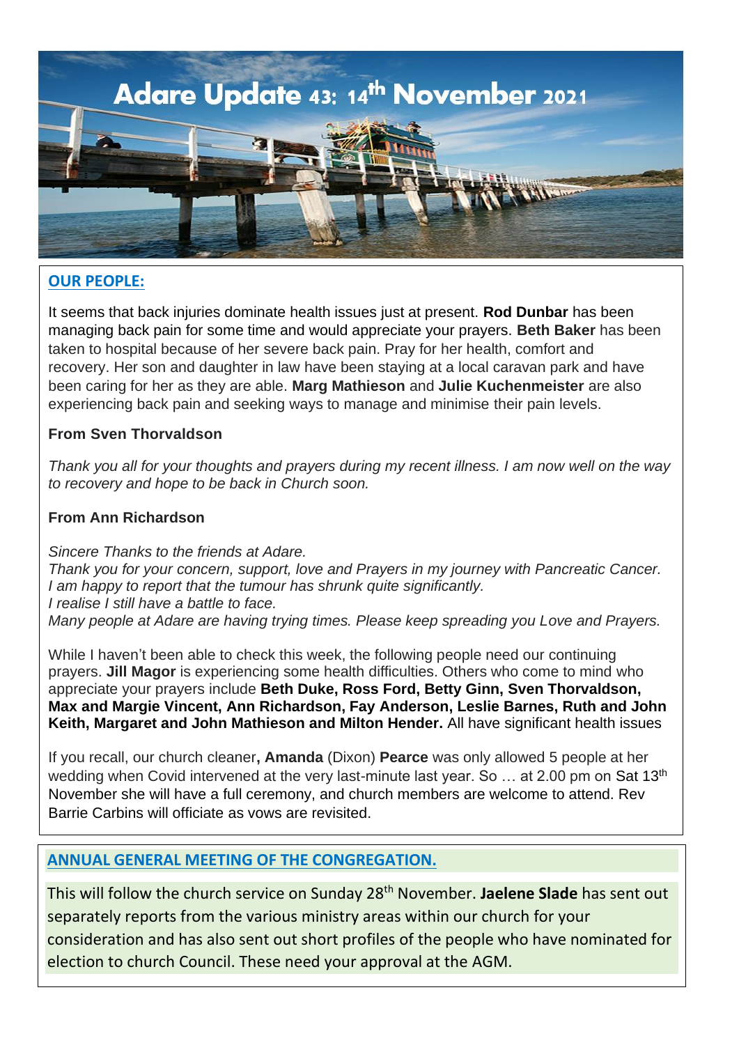# Adare Update 43: 14th November 2021

## OUR PEOPLE:

It seems that back injuries dominate health issues just at present. **Rod Dunbar** has been managing back pain for some time and would appreciate your prayers. **Beth Baker** has been taken to hospital because of her severe back pain. Pray for her health, comfort and recovery. Her son and daughter in law have been staying at a local caravan park and have been caring for her as they are able. **Marg Mathieson** and **Julie Kuchenmeister** are also experiencing back pain and seeking ways to manage and minimise their pain levels.

**From Sven Thorvaldson**

*Thank you all for your thoughts and prayers during my recent illness. I am now well on the way to recovery and hope to be back in Church soon.*

**From Ann Richardson**

*Sincere Thanks to the friends at Adare.*
*Thank you for your concern, support, love and Prayers in my journey with Pancreatic Cancer.*
*I am happy to report that the tumour has shrunk quite significantly.*
*I realise I still have a battle to face.*
*Many people at Adare are having trying times. Please keep spreading you Love and Prayers.*

While I haven't been able to check this week, the following people need our continuing prayers. **Jill Magor** is experiencing some health difficulties. Others who come to mind who appreciate your prayers include **Beth Duke, Ross Ford, Betty Ginn, Sven Thorvaldson, Max and Margie Vincent, Ann Richardson, Fay Anderson, Leslie Barnes, Ruth and John Keith, Margaret and John Mathieson and Milton Hender.** All have significant health issues

If you recall, our church cleaner**, Amanda** (Dixon) **Pearce** was only allowed 5 people at her wedding when Covid intervened at the very last-minute last year. So … at 2.00 pm on Sat 13th November she will have a full ceremony, and church members are welcome to attend. Rev Barrie Carbins will officiate as vows are revisited.

## ANNUAL GENERAL MEETING OF THE CONGREGATION.

This will follow the church service on Sunday 28th November. **Jaelene Slade** has sent out separately reports from the various ministry areas within our church for your consideration and has also sent out short profiles of the people who have nominated for election to church Council. These need your approval at the AGM.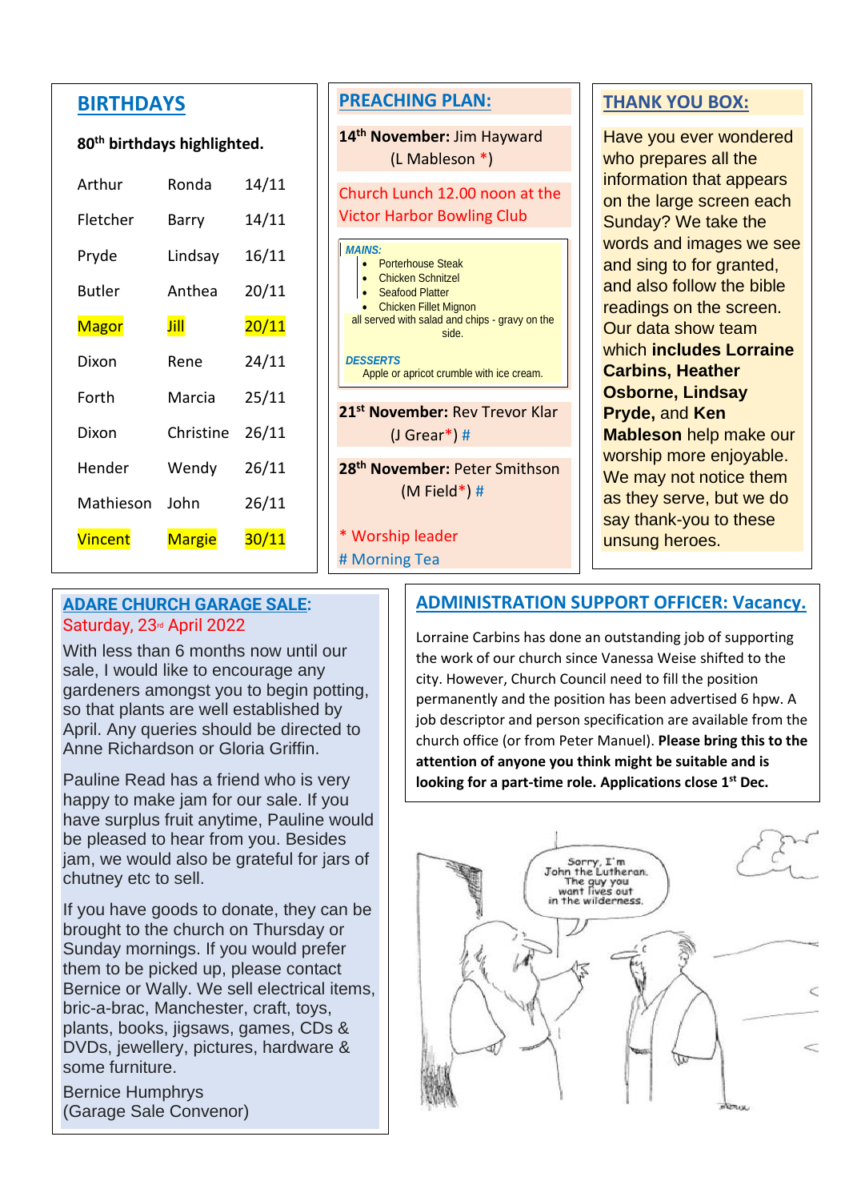## BIRTHDAYS

**80th birthdays highlighted.**

| Surname | First name | Date |
|---|---|---|
| Arthur | Ronda | 14/11 |
| Fletcher | Barry | 14/11 |
| Pryde | Lindsay | 16/11 |
| Butler | Anthea | 20/11 |
| Magor | Jill | 20/11 |
| Dixon | Rene | 24/11 |
| Forth | Marcia | 25/11 |
| Dixon | Christine | 26/11 |
| Hender | Wendy | 26/11 |
| Mathieson | John | 26/11 |
| Vincent | Margie | 30/11 |

## PREACHING PLAN:

**14th November:** Jim Hayward (L Mableson *)

Church Lunch 12.00 noon at the Victor Harbor Bowling Club

*MAINS:*
- Porterhouse Steak
- Chicken Schnitzel
- Seafood Platter
- Chicken Fillet Mignon

all served with salad and chips - gravy on the side.

*DESSERTS*
Apple or apricot crumble with ice cream.

**21st November:** Rev Trevor Klar (J Grear*) #

**28th November:** Peter Smithson (M Field*) #

\* Worship leader
\# Morning Tea

## THANK YOU BOX:

Have you ever wondered who prepares all the information that appears on the large screen each Sunday? We take the words and images we see and sing to for granted, and also follow the bible readings on the screen. Our data show team which **includes Lorraine Carbins, Heather Osborne, Lindsay Pryde,** and **Ken Mableson** help make our worship more enjoyable. We may not notice them as they serve, but we do say thank-you to these unsung heroes.

## ADARE CHURCH GARAGE SALE:

Saturday, 23rd April 2022

With less than 6 months now until our sale, I would like to encourage any gardeners amongst you to begin potting, so that plants are well established by April. Any queries should be directed to Anne Richardson or Gloria Griffin.

Pauline Read has a friend who is very happy to make jam for our sale. If you have surplus fruit anytime, Pauline would be pleased to hear from you. Besides jam, we would also be grateful for jars of chutney etc to sell.

If you have goods to donate, they can be brought to the church on Thursday or Sunday mornings. If you would prefer them to be picked up, please contact Bernice or Wally. We sell electrical items, bric-a-brac, Manchester, craft, toys, plants, books, jigsaws, games, CDs & DVDs, jewellery, pictures, hardware & some furniture.

Bernice Humphrys
(Garage Sale Convenor)

## ADMINISTRATION SUPPORT OFFICER: Vacancy.

Lorraine Carbins has done an outstanding job of supporting the work of our church since Vanessa Weise shifted to the city. However, Church Council need to fill the position permanently and the position has been advertised 6 hpw. A job descriptor and person specification are available from the church office (or from Peter Manuel). **Please bring this to the attention of anyone you think might be suitable and is looking for a part-time role. Applications close 1st Dec.**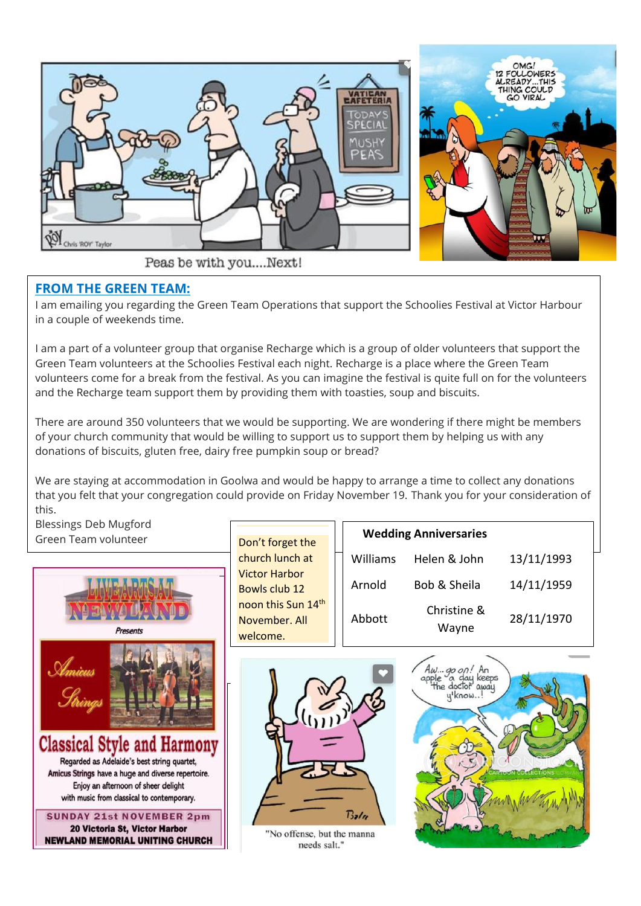Peas be with you....Next!

## FROM THE GREEN TEAM:

I am emailing you regarding the Green Team Operations that support the Schoolies Festival at Victor Harbour in a couple of weekends time.

I am a part of a volunteer group that organise Recharge which is a group of older volunteers that support the Green Team volunteers at the Schoolies Festival each night. Recharge is a place where the Green Team volunteers come for a break from the festival. As you can imagine the festival is quite full on for the volunteers and the Recharge team support them by providing them with toasties, soup and biscuits.

There are around 350 volunteers that we would be supporting. We are wondering if there might be members of your church community that would be willing to support us to support them by helping us with any donations of biscuits, gluten free, dairy free pumpkin soup or bread?

We are staying at accommodation in Goolwa and would be happy to arrange a time to collect any donations that you felt that your congregation could provide on Friday November 19. Thank you for your consideration of this.

Blessings Deb Mugford
Green Team volunteer

Don't forget the church lunch at Victor Harbor Bowls club 12 noon this Sun 14th November. All welcome.

**Wedding Anniversaries**

| | | |
|---|---|---|
| Williams | Helen & John | 13/11/1993 |
| Arnold | Bob & Sheila | 14/11/1959 |
| Abbott | Christine & Wayne | 28/11/1970 |

LIVE ARTS AT NEWLAND

Presents

Amicus Strings

## Classical Style and Harmony

Regarded as Adelaide's best string quartet, Amicus Strings have a huge and diverse repertoire. Enjoy an afternoon of sheer delight with music from classical to contemporary.

**SUNDAY 21st NOVEMBER 2pm**
**20 Victoria St, Victor Harbor**
**NEWLAND MEMORIAL UNITING CHURCH**

"No offense, but the manna needs salt."